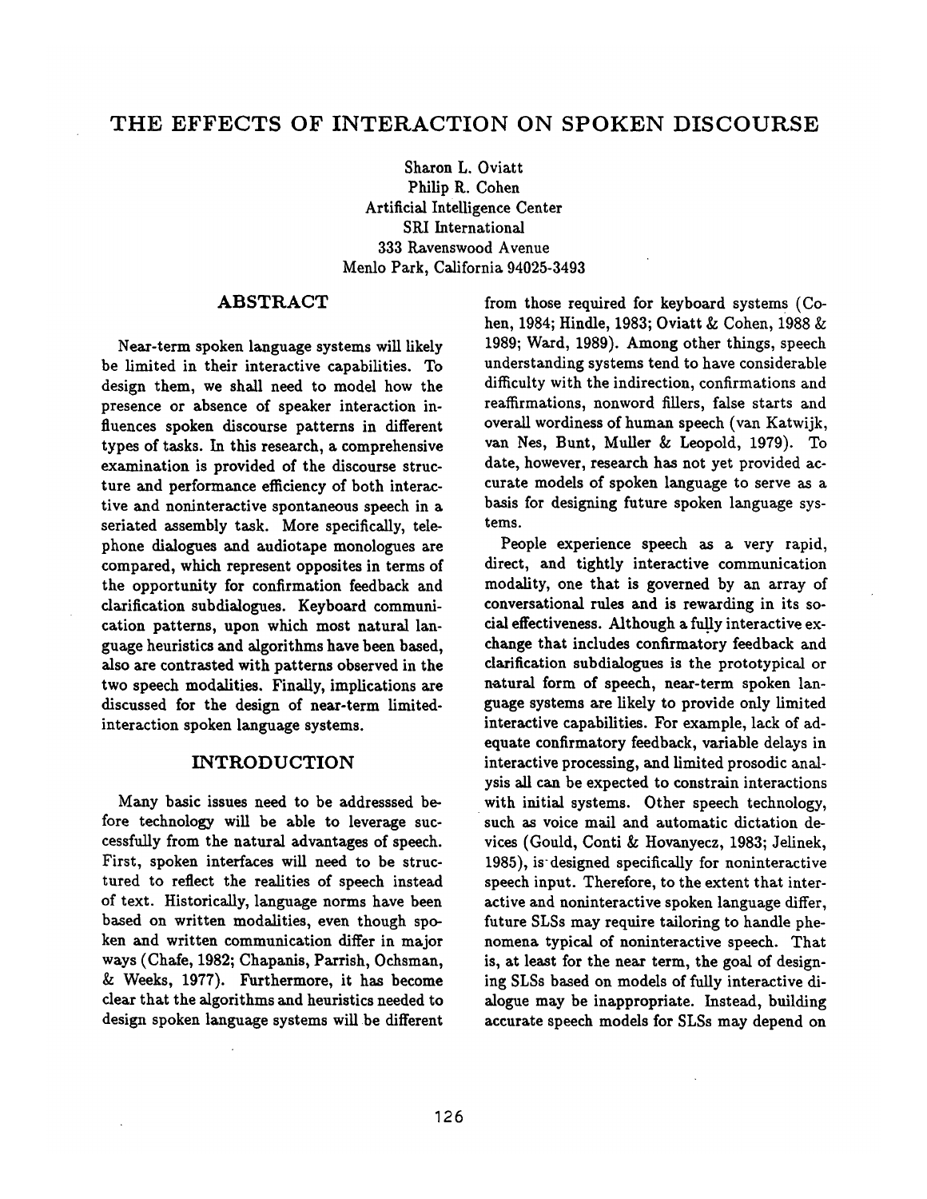# THE EFFECTS OF INTERACTION ON SPOKEN DISCOURSE

Sharon L. Oviatt
Philip R. Cohen
Artificial Intelligence Center
SRI International
333 Ravenswood Avenue
Menlo Park, California 94025-3493

## ABSTRACT

Near-term spoken language systems will likely be limited in their interactive capabilities. To design them, we shall need to model how the presence or absence of speaker interaction influences spoken discourse patterns in different types of tasks. In this research, a comprehensive examination is provided of the discourse structure and performance efficiency of both interactive and noninteractive spontaneous speech in a seriated assembly task. More specifically, telephone dialogues and audiotape monologues are compared, which represent opposites in terms of the opportunity for confirmation feedback and clarification subdialogues. Keyboard communication patterns, upon which most natural language heuristics and algorithms have been based, also are contrasted with patterns observed in the two speech modalities. Finally, implications are discussed for the design of near-term limited-interaction spoken language systems.

## INTRODUCTION

Many basic issues need to be addresssed before technology will be able to leverage successfully from the natural advantages of speech. First, spoken interfaces will need to be structured to reflect the realities of speech instead of text. Historically, language norms have been based on written modalities, even though spoken and written communication differ in major ways (Chafe, 1982; Chapanis, Parrish, Ochsman, & Weeks, 1977). Furthermore, it has become clear that the algorithms and heuristics needed to design spoken language systems will be different from those required for keyboard systems (Cohen, 1984; Hindle, 1983; Oviatt & Cohen, 1988 & 1989; Ward, 1989). Among other things, speech understanding systems tend to have considerable difficulty with the indirection, confirmations and reaffirmations, nonword fillers, false starts and overall wordiness of human speech (van Katwijk, van Nes, Bunt, Muller & Leopold, 1979). To date, however, research has not yet provided accurate models of spoken language to serve as a basis for designing future spoken language systems.

People experience speech as a very rapid, direct, and tightly interactive communication modality, one that is governed by an array of conversational rules and is rewarding in its social effectiveness. Although a fully interactive exchange that includes confirmatory feedback and clarification subdialogues is the prototypical or natural form of speech, near-term spoken language systems are likely to provide only limited interactive capabilities. For example, lack of adequate confirmatory feedback, variable delays in interactive processing, and limited prosodic analysis all can be expected to constrain interactions with initial systems. Other speech technology, such as voice mail and automatic dictation devices (Gould, Conti & Hovanyecz, 1983; Jelinek, 1985), is designed specifically for noninteractive speech input. Therefore, to the extent that interactive and noninteractive spoken language differ, future SLSs may require tailoring to handle phenomena typical of noninteractive speech. That is, at least for the near term, the goal of designing SLSs based on models of fully interactive dialogue may be inappropriate. Instead, building accurate speech models for SLSs may depend on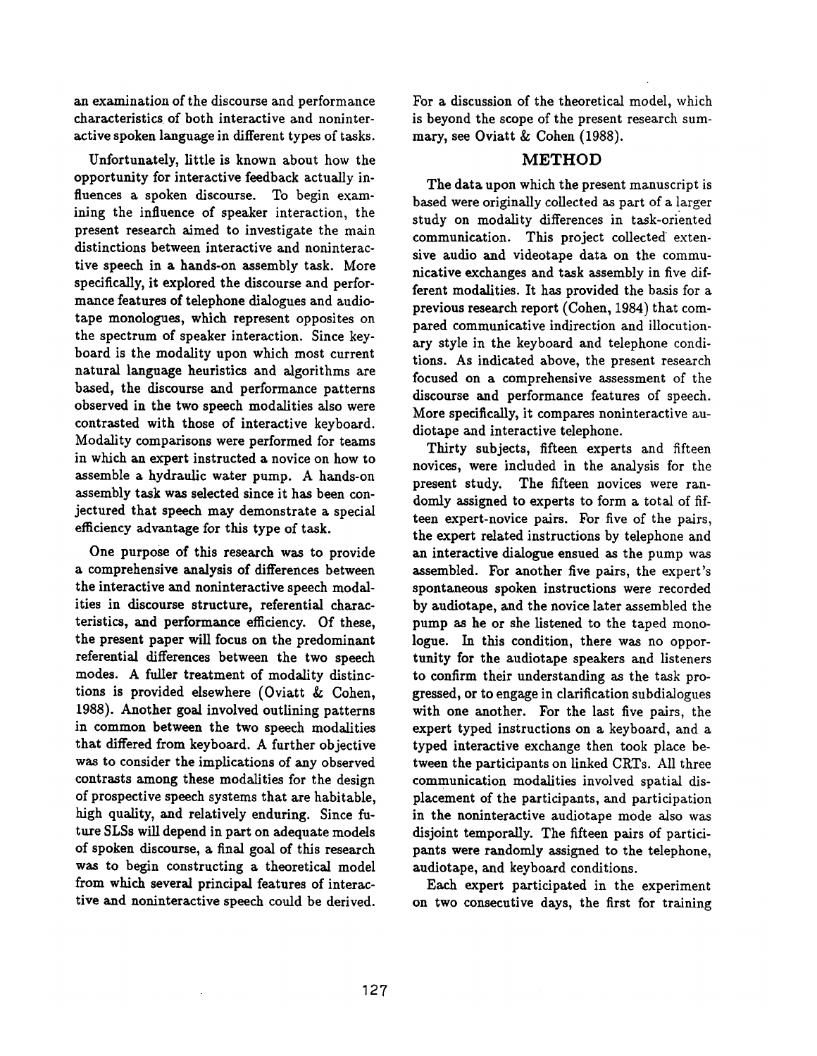an examination of the discourse and performance characteristics of both interactive and noninteractive spoken language in different types of tasks.

Unfortunately, little is known about how the opportunity for interactive feedback actually influences a spoken discourse. To begin examining the influence of speaker interaction, the present research aimed to investigate the main distinctions between interactive and noninteractive speech in a hands-on assembly task. More specifically, it explored the discourse and performance features of telephone dialogues and audiotape monologues, which represent opposites on the spectrum of speaker interaction. Since keyboard is the modality upon which most current natural language heuristics and algorithms are based, the discourse and performance patterns observed in the two speech modalities also were contrasted with those of interactive keyboard. Modality comparisons were performed for teams in which an expert instructed a novice on how to assemble a hydraulic water pump. A hands-on assembly task was selected since it has been conjectured that speech may demonstrate a special efficiency advantage for this type of task.

One purpose of this research was to provide a comprehensive analysis of differences between the interactive and noninteractive speech modalities in discourse structure, referential characteristics, and performance efficiency. Of these, the present paper will focus on the predominant referential differences between the two speech modes. A fuller treatment of modality distinctions is provided elsewhere (Oviatt & Cohen, 1988). Another goal involved outlining patterns in common between the two speech modalities that differed from keyboard. A further objective was to consider the implications of any observed contrasts among these modalities for the design of prospective speech systems that are habitable, high quality, and relatively enduring. Since future SLSs will depend in part on adequate models of spoken discourse, a final goal of this research was to begin constructing a theoretical model from which several principal features of interactive and noninteractive speech could be derived. For a discussion of the theoretical model, which is beyond the scope of the present research summary, see Oviatt & Cohen (1988).

## METHOD

The data upon which the present manuscript is based were originally collected as part of a larger study on modality differences in task-oriented communication. This project collected extensive audio and videotape data on the communicative exchanges and task assembly in five different modalities. It has provided the basis for a previous research report (Cohen, 1984) that compared communicative indirection and illocutionary style in the keyboard and telephone conditions. As indicated above, the present research focused on a comprehensive assessment of the discourse and performance features of speech. More specifically, it compares noninteractive audiotape and interactive telephone.

Thirty subjects, fifteen experts and fifteen novices, were included in the analysis for the present study. The fifteen novices were randomly assigned to experts to form a total of fifteen expert-novice pairs. For five of the pairs, the expert related instructions by telephone and an interactive dialogue ensued as the pump was assembled. For another five pairs, the expert's spontaneous spoken instructions were recorded by audiotape, and the novice later assembled the pump as he or she listened to the taped monologue. In this condition, there was no opportunity for the audiotape speakers and listeners to confirm their understanding as the task progressed, or to engage in clarification subdialogues with one another. For the last five pairs, the expert typed instructions on a keyboard, and a typed interactive exchange then took place between the participants on linked CRTs. All three communication modalities involved spatial displacement of the participants, and participation in the noninteractive audiotape mode also was disjoint temporally. The fifteen pairs of participants were randomly assigned to the telephone, audiotape, and keyboard conditions.

Each expert participated in the experiment on two consecutive days, the first for training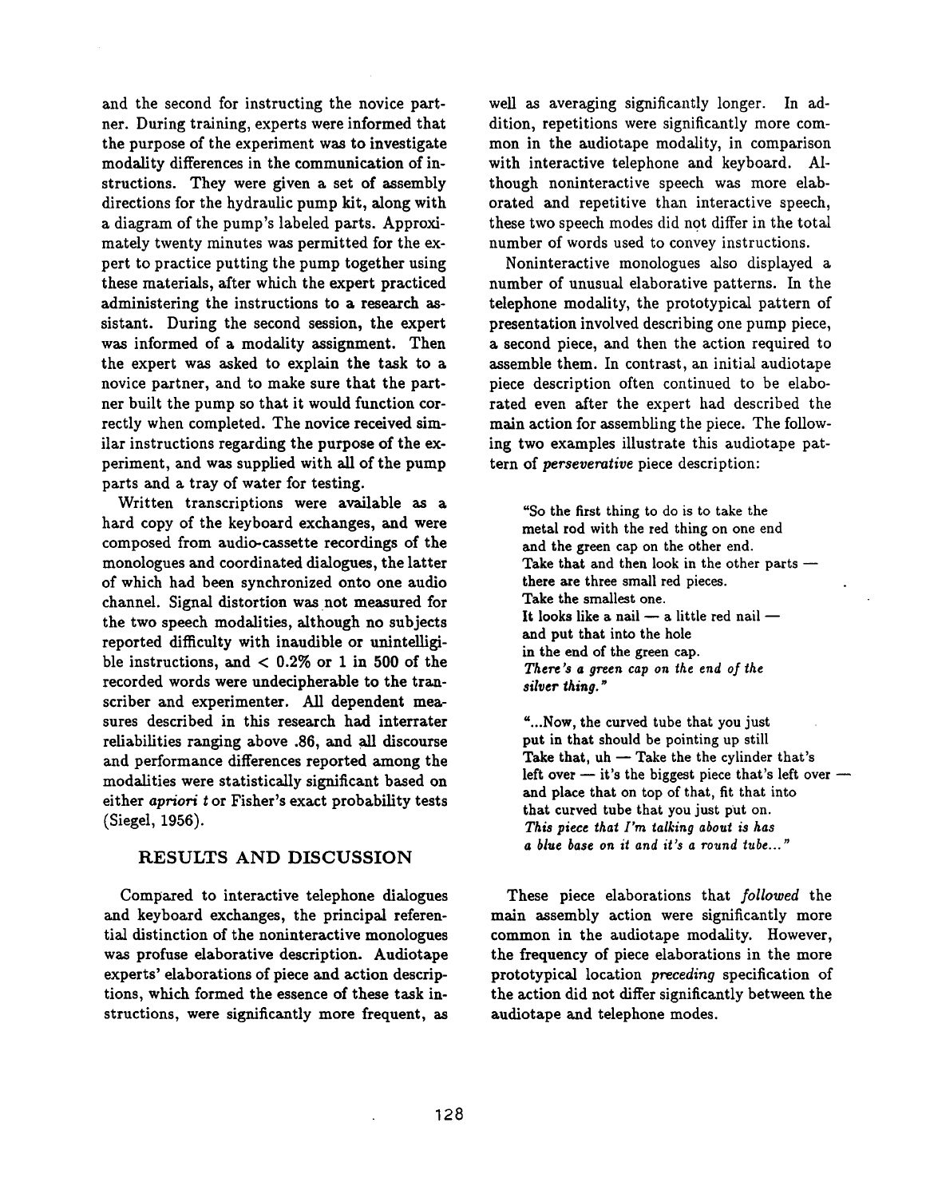and the second for instructing the novice partner. During training, experts were informed that the purpose of the experiment was to investigate modality differences in the communication of instructions. They were given a set of assembly directions for the hydraulic pump kit, along with a diagram of the pump's labeled parts. Approximately twenty minutes was permitted for the expert to practice putting the pump together using these materials, after which the expert practiced administering the instructions to a research assistant. During the second session, the expert was informed of a modality assignment. Then the expert was asked to explain the task to a novice partner, and to make sure that the partner built the pump so that it would function correctly when completed. The novice received similar instructions regarding the purpose of the experiment, and was supplied with all of the pump parts and a tray of water for testing.

Written transcriptions were available as a hard copy of the keyboard exchanges, and were composed from audio-cassette recordings of the monologues and coordinated dialogues, the latter of which had been synchronized onto one audio channel. Signal distortion was not measured for the two speech modalities, although no subjects reported difficulty with inaudible or unintelligible instructions, and < 0.2% or 1 in 500 of the recorded words were undecipherable to the transcriber and experimenter. All dependent measures described in this research had interrater reliabilities ranging above .86, and all discourse and performance differences reported among the modalities were statistically significant based on either *apriori t* or Fisher's exact probability tests (Siegel, 1956).

## RESULTS AND DISCUSSION

Compared to interactive telephone dialogues and keyboard exchanges, the principal referential distinction of the noninteractive monologues was profuse elaborative description. Audiotape experts' elaborations of piece and action descriptions, which formed the essence of these task instructions, were significantly more frequent, as well as averaging significantly longer. In addition, repetitions were significantly more common in the audiotape modality, in comparison with interactive telephone and keyboard. Although noninteractive speech was more elaborated and repetitive than interactive speech, these two speech modes did not differ in the total number of words used to convey instructions.

Noninteractive monologues also displayed a number of unusual elaborative patterns. In the telephone modality, the prototypical pattern of presentation involved describing one pump piece, a second piece, and then the action required to assemble them. In contrast, an initial audiotape piece description often continued to be elaborated even after the expert had described the main action for assembling the piece. The following two examples illustrate this audiotape pattern of *perseverative* piece description:

> "So the first thing to do is to take the
> metal rod with the red thing on one end
> and the green cap on the other end.
> Take that and then look in the other parts —
> there are three small red pieces.
> Take the smallest one.
> It looks like a nail — a little red nail —
> and put that into the hole
> in the end of the green cap.
> *There's a green cap on the end of the silver thing."*

> "...Now, the curved tube that you just
> put in that should be pointing up still
> Take that, uh — Take the the cylinder that's
> left over — it's the biggest piece that's left over —
> and place that on top of that, fit that into
> that curved tube that you just put on.
> *This piece that I'm talking about is has*
> *a blue base on it and it's a round tube..."*

These piece elaborations that *followed* the main assembly action were significantly more common in the audiotape modality. However, the frequency of piece elaborations in the more prototypical location *preceding* specification of the action did not differ significantly between the audiotape and telephone modes.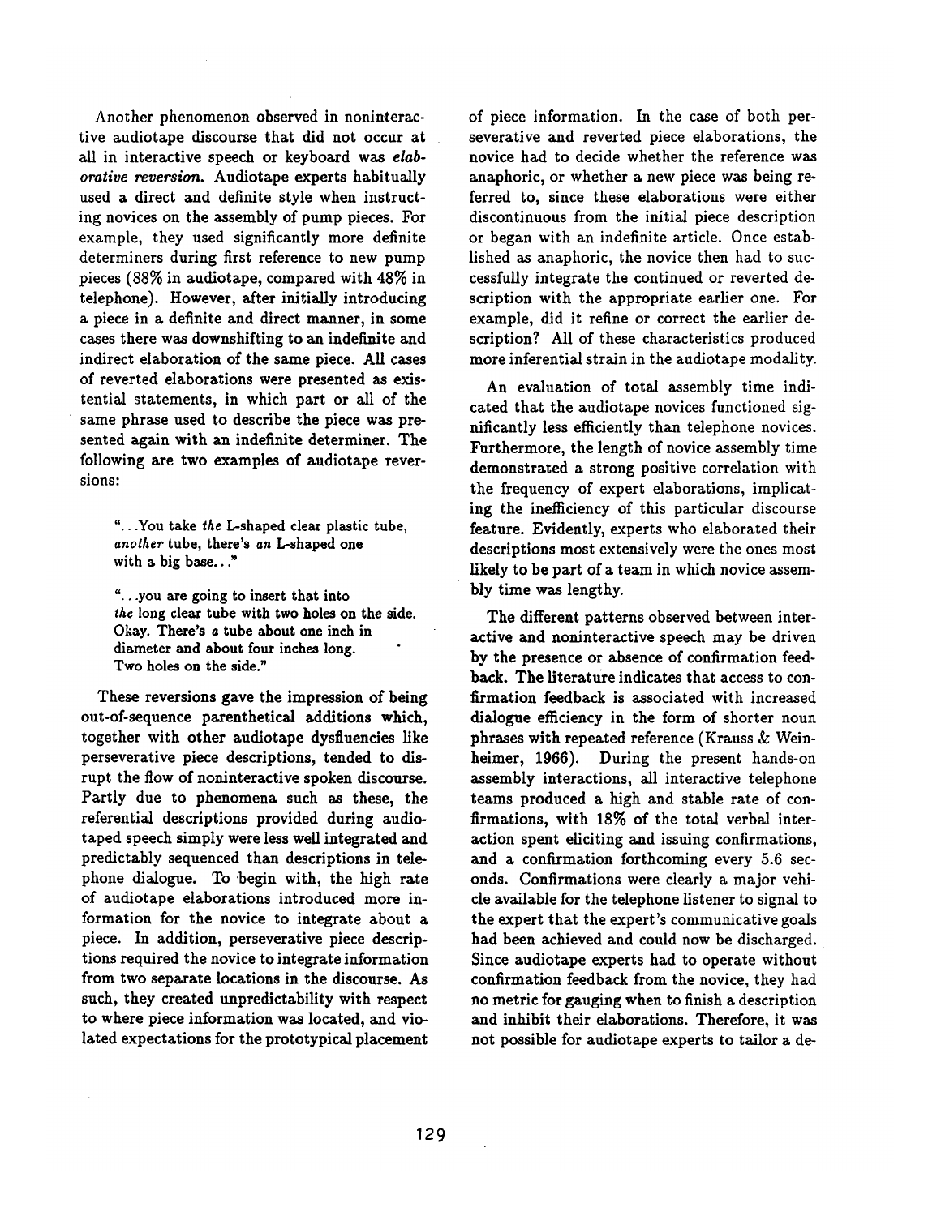Another phenomenon observed in noninteractive audiotape discourse that did not occur at all in interactive speech or keyboard was *elaborative reversion.* Audiotape experts habitually used a direct and definite style when instructing novices on the assembly of pump pieces. For example, they used significantly more definite determiners during first reference to new pump pieces (88% in audiotape, compared with 48% in telephone). However, after initially introducing a piece in a definite and direct manner, in some cases there was downshifting to an indefinite and indirect elaboration of the same piece. All cases of reverted elaborations were presented as existential statements, in which part or all of the same phrase used to describe the piece was presented again with an indefinite determiner. The following are two examples of audiotape reversions:

> "...You take *the* L-shaped clear plastic tube, *another* tube, there's *an* L-shaped one with a big base..."

> "...you are going to insert that into *the* long clear tube with two holes on the side. Okay. There's *a* tube about one inch in diameter and about four inches long. Two holes on the side."

These reversions gave the impression of being out-of-sequence parenthetical additions which, together with other audiotape dysfluencies like perseverative piece descriptions, tended to disrupt the flow of noninteractive spoken discourse. Partly due to phenomena such as these, the referential descriptions provided during audiotaped speech simply were less well integrated and predictably sequenced than descriptions in telephone dialogue. To begin with, the high rate of audiotape elaborations introduced more information for the novice to integrate about a piece. In addition, perseverative piece descriptions required the novice to integrate information from two separate locations in the discourse. As such, they created unpredictability with respect to where piece information was located, and violated expectations for the prototypical placement of piece information. In the case of both perseverative and reverted piece elaborations, the novice had to decide whether the reference was anaphoric, or whether a new piece was being referred to, since these elaborations were either discontinuous from the initial piece description or began with an indefinite article. Once established as anaphoric, the novice then had to successfully integrate the continued or reverted description with the appropriate earlier one. For example, did it refine or correct the earlier description? All of these characteristics produced more inferential strain in the audiotape modality.

An evaluation of total assembly time indicated that the audiotape novices functioned significantly less efficiently than telephone novices. Furthermore, the length of novice assembly time demonstrated a strong positive correlation with the frequency of expert elaborations, implicating the inefficiency of this particular discourse feature. Evidently, experts who elaborated their descriptions most extensively were the ones most likely to be part of a team in which novice assembly time was lengthy.

The different patterns observed between interactive and noninteractive speech may be driven by the presence or absence of confirmation feedback. The literature indicates that access to confirmation feedback is associated with increased dialogue efficiency in the form of shorter noun phrases with repeated reference (Krauss & Weinheimer, 1966). During the present hands-on assembly interactions, all interactive telephone teams produced a high and stable rate of confirmations, with 18% of the total verbal interaction spent eliciting and issuing confirmations, and a confirmation forthcoming every 5.6 seconds. Confirmations were clearly a major vehicle available for the telephone listener to signal to the expert that the expert's communicative goals had been achieved and could now be discharged. Since audiotape experts had to operate without confirmation feedback from the novice, they had no metric for gauging when to finish a description and inhibit their elaborations. Therefore, it was not possible for audiotape experts to tailor a de-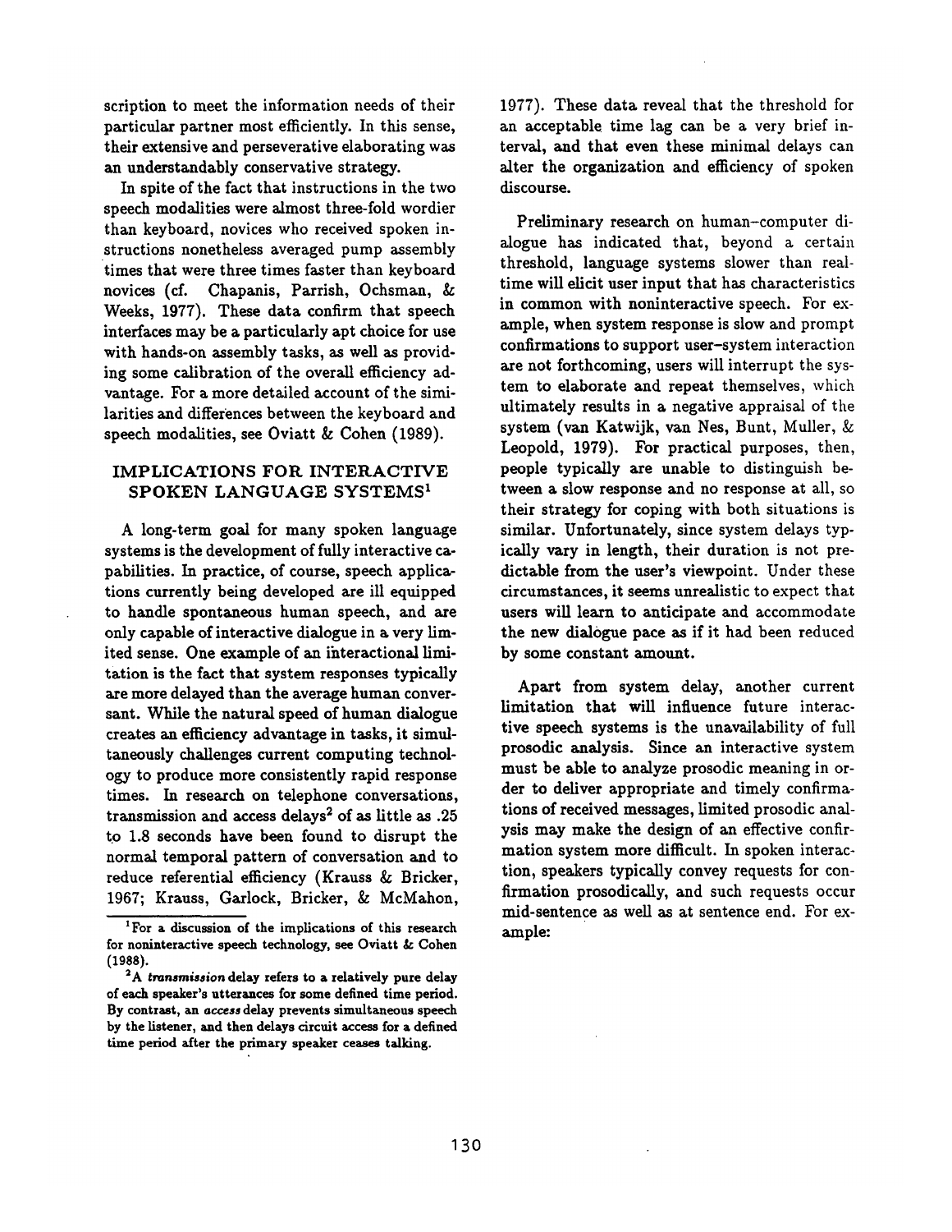scription to meet the information needs of their particular partner most efficiently. In this sense, their extensive and perseverative elaborating was an understandably conservative strategy.

In spite of the fact that instructions in the two speech modalities were almost three-fold wordier than keyboard, novices who received spoken instructions nonetheless averaged pump assembly times that were three times faster than keyboard novices (cf. Chapanis, Parrish, Ochsman, & Weeks, 1977). These data confirm that speech interfaces may be a particularly apt choice for use with hands-on assembly tasks, as well as providing some calibration of the overall efficiency advantage. For a more detailed account of the similarities and differences between the keyboard and speech modalities, see Oviatt & Cohen (1989).

## IMPLICATIONS FOR INTERACTIVE SPOKEN LANGUAGE SYSTEMS[1]

A long-term goal for many spoken language systems is the development of fully interactive capabilities. In practice, of course, speech applications currently being developed are ill equipped to handle spontaneous human speech, and are only capable of interactive dialogue in a very limited sense. One example of an interactional limitation is the fact that system responses typically are more delayed than the average human conversant. While the natural speed of human dialogue creates an efficiency advantage in tasks, it simultaneously challenges current computing technology to produce more consistently rapid response times. In research on telephone conversations, transmission and access delays[2] of as little as .25 to 1.8 seconds have been found to disrupt the normal temporal pattern of conversation and to reduce referential efficiency (Krauss & Bricker, 1967; Krauss, Garlock, Bricker, & McMahon, 1977). These data reveal that the threshold for an acceptable time lag can be a very brief interval, and that even these minimal delays can alter the organization and efficiency of spoken discourse.

Preliminary research on human-computer dialogue has indicated that, beyond a certain threshold, language systems slower than real-time will elicit user input that has characteristics in common with noninteractive speech. For example, when system response is slow and prompt confirmations to support user-system interaction are not forthcoming, users will interrupt the system to elaborate and repeat themselves, which ultimately results in a negative appraisal of the system (van Katwijk, van Nes, Bunt, Muller, & Leopold, 1979). For practical purposes, then, people typically are unable to distinguish between a slow response and no response at all, so their strategy for coping with both situations is similar. Unfortunately, since system delays typically vary in length, their duration is not predictable from the user's viewpoint. Under these circumstances, it seems unrealistic to expect that users will learn to anticipate and accommodate the new dialogue pace as if it had been reduced by some constant amount.

Apart from system delay, another current limitation that will influence future interactive speech systems is the unavailability of full prosodic analysis. Since an interactive system must be able to analyze prosodic meaning in order to deliver appropriate and timely confirmations of received messages, limited prosodic analysis may make the design of an effective confirmation system more difficult. In spoken interaction, speakers typically convey requests for confirmation prosodically, and such requests occur mid-sentence as well as at sentence end. For example:

[1] For a discussion of the implications of this research for noninteractive speech technology, see Oviatt & Cohen (1988).

[2] A *transmission* delay refers to a relatively pure delay of each speaker's utterances for some defined time period. By contrast, an *access* delay prevents simultaneous speech by the listener, and then delays circuit access for a defined time period after the primary speaker ceases talking.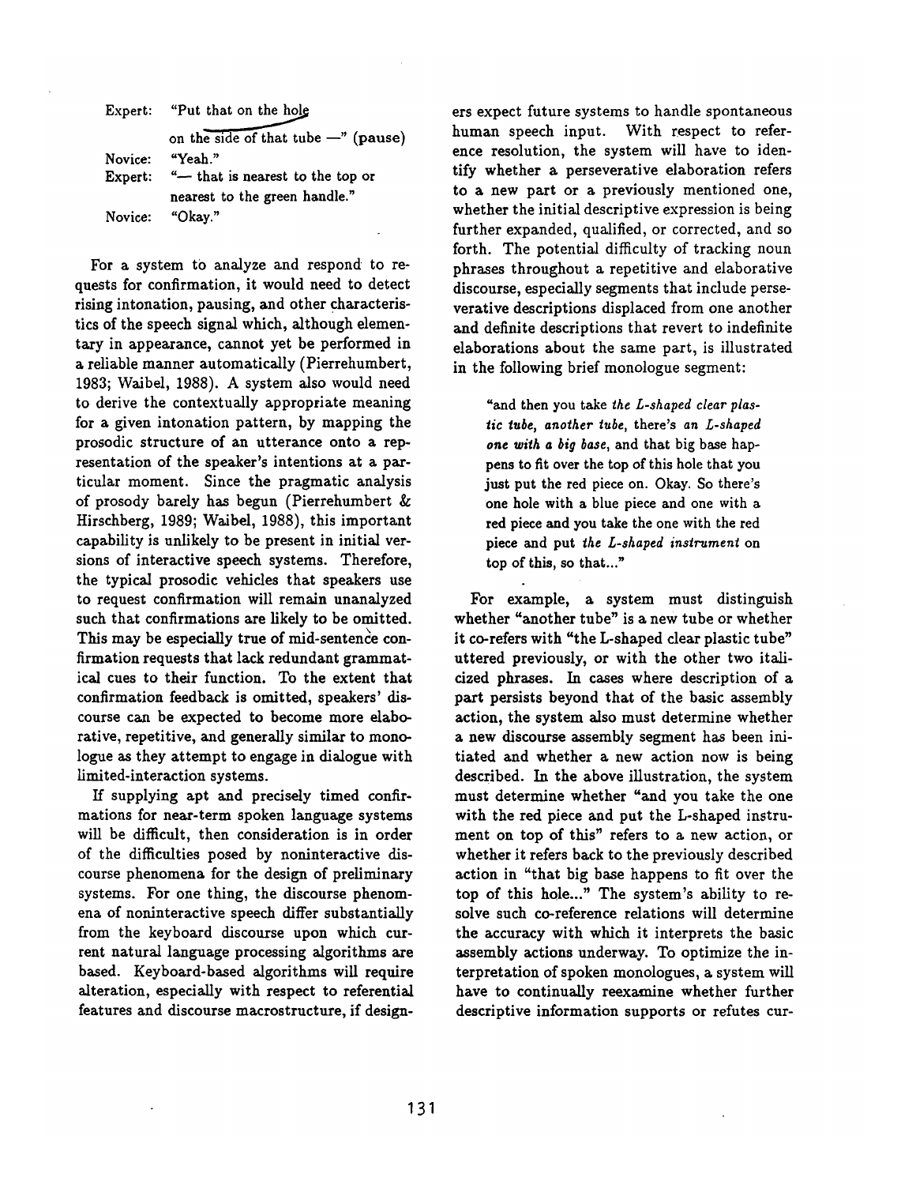| | |
|---|---|
| Expert: | "Put that on the hole on the side of that tube —" (pause) |
| Novice: | "Yeah." |
| Expert: | "— that is nearest to the top or nearest to the green handle." |
| Novice: | "Okay." |

For a system to analyze and respond to requests for confirmation, it would need to detect rising intonation, pausing, and other characteristics of the speech signal which, although elementary in appearance, cannot yet be performed in a reliable manner automatically (Pierrehumbert, 1983; Waibel, 1988). A system also would need to derive the contextually appropriate meaning for a given intonation pattern, by mapping the prosodic structure of an utterance onto a representation of the speaker's intentions at a particular moment. Since the pragmatic analysis of prosody barely has begun (Pierrehumbert & Hirschberg, 1989; Waibel, 1988), this important capability is unlikely to be present in initial versions of interactive speech systems. Therefore, the typical prosodic vehicles that speakers use to request confirmation will remain unanalyzed such that confirmations are likely to be omitted. This may be especially true of mid-sentence confirmation requests that lack redundant grammatical cues to their function. To the extent that confirmation feedback is omitted, speakers' discourse can be expected to become more elaborative, repetitive, and generally similar to monologue as they attempt to engage in dialogue with limited-interaction systems.

If supplying apt and precisely timed confirmations for near-term spoken language systems will be difficult, then consideration is in order of the difficulties posed by noninteractive discourse phenomena for the design of preliminary systems. For one thing, the discourse phenomena of noninteractive speech differ substantially from the keyboard discourse upon which current natural language processing algorithms are based. Keyboard-based algorithms will require alteration, especially with respect to referential features and discourse macrostructure, if designers expect future systems to handle spontaneous human speech input. With respect to reference resolution, the system will have to identify whether a perseverative elaboration refers to a new part or a previously mentioned one, whether the initial descriptive expression is being further expanded, qualified, or corrected, and so forth. The potential difficulty of tracking noun phrases throughout a repetitive and elaborative discourse, especially segments that include perseverative descriptions displaced from one another and definite descriptions that revert to indefinite elaborations about the same part, is illustrated in the following brief monologue segment:

> "and then you take *the L-shaped clear plastic tube, another tube*, there's *an L-shaped one with a big base*, and that big base happens to fit over the top of this hole that you just put the red piece on. Okay. So there's one hole with a blue piece and one with a red piece and you take the one with the red piece and put *the L-shaped instrument* on top of this, so that..."

For example, a system must distinguish whether "another tube" is a new tube or whether it co-refers with "the L-shaped clear plastic tube" uttered previously, or with the other two italicized phrases. In cases where description of a part persists beyond that of the basic assembly action, the system also must determine whether a new discourse assembly segment has been initiated and whether a new action now is being described. In the above illustration, the system must determine whether "and you take the one with the red piece and put the L-shaped instrument on top of this" refers to a new action, or whether it refers back to the previously described action in "that big base happens to fit over the top of this hole..." The system's ability to resolve such co-reference relations will determine the accuracy with which it interprets the basic assembly actions underway. To optimize the interpretation of spoken monologues, a system will have to continually reexamine whether further descriptive information supports or refutes cur-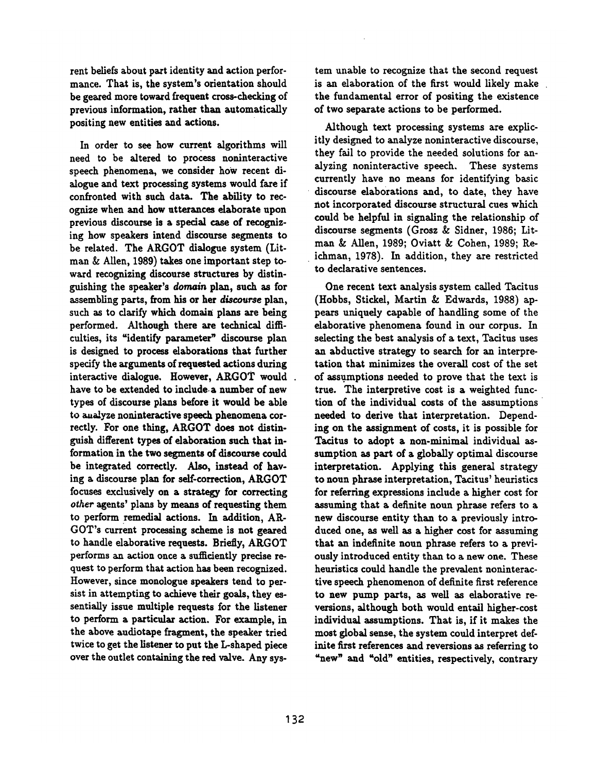rent beliefs about part identity and action performance. That is, the system's orientation should be geared more toward frequent cross-checking of previous information, rather than automatically positing new entities and actions.

In order to see how current algorithms will need to be altered to process noninteractive speech phenomena, we consider how recent dialogue and text processing systems would fare if confronted with such data. The ability to recognize when and how utterances elaborate upon previous discourse is a special case of recognizing how speakers intend discourse segments to be related. The ARGOT dialogue system (Litman & Allen, 1989) takes one important step toward recognizing discourse structures by distinguishing the speaker's *domain* plan, such as for assembling parts, from his or her *discourse* plan, such as to clarify which domain plans are being performed. Although there are technical difficulties, its "identify parameter" discourse plan is designed to process elaborations that further specify the arguments of requested actions during interactive dialogue. However, ARGOT would have to be extended to include a number of new types of discourse plans before it would be able to analyze noninteractive speech phenomena correctly. For one thing, ARGOT does not distinguish different types of elaboration such that information in the two segments of discourse could be integrated correctly. Also, instead of having a discourse plan for self-correction, ARGOT focuses exclusively on a strategy for correcting *other* agents' plans by means of requesting them to perform remedial actions. In addition, ARGOT's current processing scheme is not geared to handle elaborative requests. Briefly, ARGOT performs an action once a sufficiently precise request to perform that action has been recognized. However, since monologue speakers tend to persist in attempting to achieve their goals, they essentially issue multiple requests for the listener to perform a particular action. For example, in the above audiotape fragment, the speaker tried twice to get the listener to put the L-shaped piece over the outlet containing the red valve. Any system unable to recognize that the second request is an elaboration of the first would likely make the fundamental error of positing the existence of two separate actions to be performed.

Although text processing systems are explicitly designed to analyze noninteractive discourse, they fail to provide the needed solutions for analyzing noninteractive speech. These systems currently have no means for identifying basic discourse elaborations and, to date, they have not incorporated discourse structural cues which could be helpful in signaling the relationship of discourse segments (Grosz & Sidner, 1986; Litman & Allen, 1989; Oviatt & Cohen, 1989; Reichman, 1978). In addition, they are restricted to declarative sentences.

One recent text analysis system called Tacitus (Hobbs, Stickel, Martin & Edwards, 1988) appears uniquely capable of handling some of the elaborative phenomena found in our corpus. In selecting the best analysis of a text, Tacitus uses an abductive strategy to search for an interpretation that minimizes the overall cost of the set of assumptions needed to prove that the text is true. The interpretive cost is a weighted function of the individual costs of the assumptions needed to derive that interpretation. Depending on the assignment of costs, it is possible for Tacitus to adopt a non-minimal individual assumption as part of a globally optimal discourse interpretation. Applying this general strategy to noun phrase interpretation, Tacitus' heuristics for referring expressions include a higher cost for assuming that a definite noun phrase refers to a new discourse entity than to a previously introduced one, as well as a higher cost for assuming that an indefinite noun phrase refers to a previously introduced entity than to a new one. These heuristics could handle the prevalent noninteractive speech phenomenon of definite first reference to new pump parts, as well as elaborative reversions, although both would entail higher-cost individual assumptions. That is, if it makes the most global sense, the system could interpret definite first references and reversions as referring to "new" and "old" entities, respectively, contrary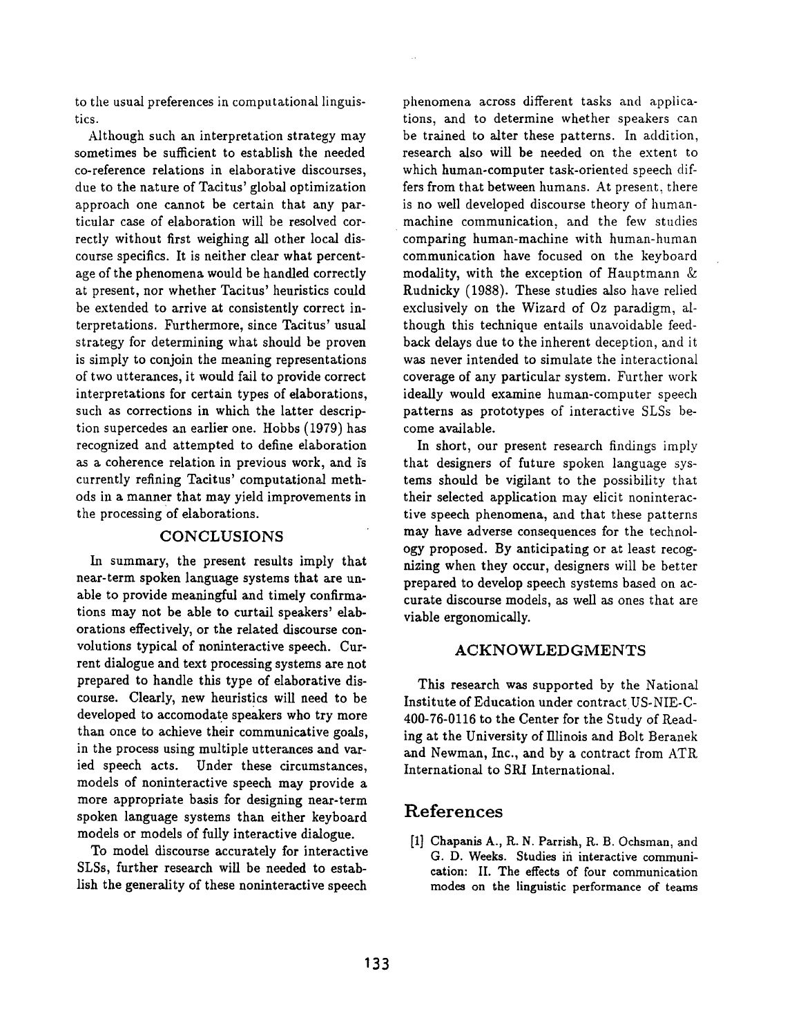to the usual preferences in computational linguistics.

Although such an interpretation strategy may sometimes be sufficient to establish the needed co-reference relations in elaborative discourses, due to the nature of Tacitus' global optimization approach one cannot be certain that any particular case of elaboration will be resolved correctly without first weighing all other local discourse specifics. It is neither clear what percentage of the phenomena would be handled correctly at present, nor whether Tacitus' heuristics could be extended to arrive at consistently correct interpretations. Furthermore, since Tacitus' usual strategy for determining what should be proven is simply to conjoin the meaning representations of two utterances, it would fail to provide correct interpretations for certain types of elaborations, such as corrections in which the latter description supercedes an earlier one. Hobbs (1979) has recognized and attempted to define elaboration as a coherence relation in previous work, and is currently refining Tacitus' computational methods in a manner that may yield improvements in the processing of elaborations.

## CONCLUSIONS

In summary, the present results imply that near-term spoken language systems that are unable to provide meaningful and timely confirmations may not be able to curtail speakers' elaborations effectively, or the related discourse convolutions typical of noninteractive speech. Current dialogue and text processing systems are not prepared to handle this type of elaborative discourse. Clearly, new heuristics will need to be developed to accomodate speakers who try more than once to achieve their communicative goals, in the process using multiple utterances and varied speech acts. Under these circumstances, models of noninteractive speech may provide a more appropriate basis for designing near-term spoken language systems than either keyboard models or models of fully interactive dialogue.

To model discourse accurately for interactive SLSs, further research will be needed to establish the generality of these noninteractive speech phenomena across different tasks and applications, and to determine whether speakers can be trained to alter these patterns. In addition, research also will be needed on the extent to which human-computer task-oriented speech differs from that between humans. At present, there is no well developed discourse theory of human-machine communication, and the few studies comparing human-machine with human-human communication have focused on the keyboard modality, with the exception of Hauptmann & Rudnicky (1988). These studies also have relied exclusively on the Wizard of Oz paradigm, although this technique entails unavoidable feedback delays due to the inherent deception, and it was never intended to simulate the interactional coverage of any particular system. Further work ideally would examine human-computer speech patterns as prototypes of interactive SLSs become available.

In short, our present research findings imply that designers of future spoken language systems should be vigilant to the possibility that their selected application may elicit noninteractive speech phenomena, and that these patterns may have adverse consequences for the technology proposed. By anticipating or at least recognizing when they occur, designers will be better prepared to develop speech systems based on accurate discourse models, as well as ones that are viable ergonomically.

## ACKNOWLEDGMENTS

This research was supported by the National Institute of Education under contract US-NIE-C-400-76-0116 to the Center for the Study of Reading at the University of Illinois and Bolt Beranek and Newman, Inc., and by a contract from ATR International to SRI International.

# References

[1] Chapanis A., R. N. Parrish, R. B. Ochsman, and G. D. Weeks. Studies in interactive communication: II. The effects of four communication modes on the linguistic performance of teams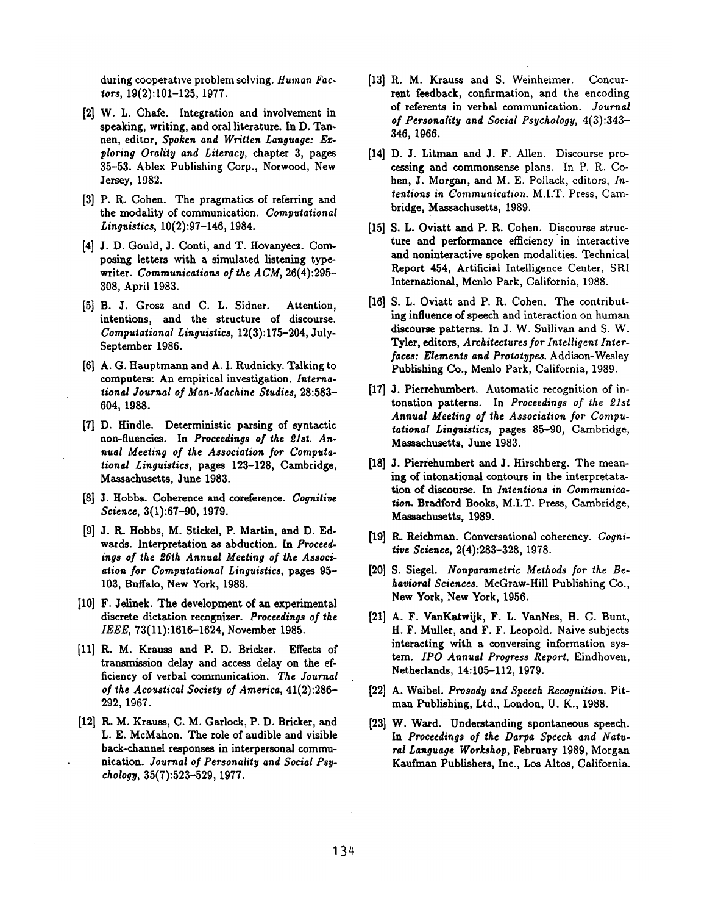during cooperative problem solving. *Human Factors*, 19(2):101–125, 1977.

[2] W. L. Chafe. Integration and involvement in speaking, writing, and oral literature. In D. Tannen, editor, *Spoken and Written Language: Exploring Orality and Literacy*, chapter 3, pages 35–53. Ablex Publishing Corp., Norwood, New Jersey, 1982.

[3] P. R. Cohen. The pragmatics of referring and the modality of communication. *Computational Linguistics*, 10(2):97–146, 1984.

[4] J. D. Gould, J. Conti, and T. Hovanyecz. Composing letters with a simulated listening typewriter. *Communications of the ACM*, 26(4):295–308, April 1983.

[5] B. J. Grosz and C. L. Sidner. Attention, intentions, and the structure of discourse. *Computational Linguistics*, 12(3):175–204, July-September 1986.

[6] A. G. Hauptmann and A. I. Rudnicky. Talking to computers: An empirical investigation. *International Journal of Man-Machine Studies*, 28:583–604, 1988.

[7] D. Hindle. Deterministic parsing of syntactic non-fluencies. In *Proceedings of the 21st. Annual Meeting of the Association for Computational Linguistics*, pages 123–128, Cambridge, Massachusetts, June 1983.

[8] J. Hobbs. Coherence and coreference. *Cognitive Science*, 3(1):67–90, 1979.

[9] J. R. Hobbs, M. Stickel, P. Martin, and D. Edwards. Interpretation as abduction. In *Proceedings of the 26th Annual Meeting of the Association for Computational Linguistics*, pages 95–103, Buffalo, New York, 1988.

[10] F. Jelinek. The development of an experimental discrete dictation recognizer. *Proceedings of the IEEE*, 73(11):1616–1624, November 1985.

[11] R. M. Krauss and P. D. Bricker. Effects of transmission delay and access delay on the efficiency of verbal communication. *The Journal of the Acoustical Society of America*, 41(2):286–292, 1967.

[12] R. M. Krauss, C. M. Garlock, P. D. Bricker, and L. E. McMahon. The role of audible and visible back-channel responses in interpersonal communication. *Journal of Personality and Social Psychology*, 35(7):523–529, 1977.

[13] R. M. Krauss and S. Weinheimer. Concurrent feedback, confirmation, and the encoding of referents in verbal communication. *Journal of Personality and Social Psychology*, 4(3):343–346, 1966.

[14] D. J. Litman and J. F. Allen. Discourse processing and commonsense plans. In P. R. Cohen, J. Morgan, and M. E. Pollack, editors, *Intentions in Communication*. M.I.T. Press, Cambridge, Massachusetts, 1989.

[15] S. L. Oviatt and P. R. Cohen. Discourse structure and performance efficiency in interactive and noninteractive spoken modalities. Technical Report 454, Artificial Intelligence Center, SRI International, Menlo Park, California, 1988.

[16] S. L. Oviatt and P. R. Cohen. The contributing influence of speech and interaction on human discourse patterns. In J. W. Sullivan and S. W. Tyler, editors, *Architectures for Intelligent Interfaces: Elements and Prototypes*. Addison-Wesley Publishing Co., Menlo Park, California, 1989.

[17] J. Pierrehumbert. Automatic recognition of intonation patterns. In *Proceedings of the 21st Annual Meeting of the Association for Computational Linguistics*, pages 85–90, Cambridge, Massachusetts, June 1983.

[18] J. Pierrehumbert and J. Hirschberg. The meaning of intonational contours in the interpretatation of discourse. In *Intentions in Communication*. Bradford Books, M.I.T. Press, Cambridge, Massachusetts, 1989.

[19] R. Reichman. Conversational coherency. *Cognitive Science*, 2(4):283–328, 1978.

[20] S. Siegel. *Nonparametric Methods for the Behavioral Sciences*. McGraw-Hill Publishing Co., New York, New York, 1956.

[21] A. F. VanKatwijk, F. L. VanNes, H. C. Bunt, H. F. Muller, and F. F. Leopold. Naive subjects interacting with a conversing information system. *IPO Annual Progress Report*, Eindhoven, Netherlands, 14:105–112, 1979.

[22] A. Waibel. *Prosody and Speech Recognition*. Pitman Publishing, Ltd., London, U. K., 1988.

[23] W. Ward. Understanding spontaneous speech. In *Proceedings of the Darpa Speech and Natural Language Workshop*, February 1989, Morgan Kaufman Publishers, Inc., Los Altos, California.